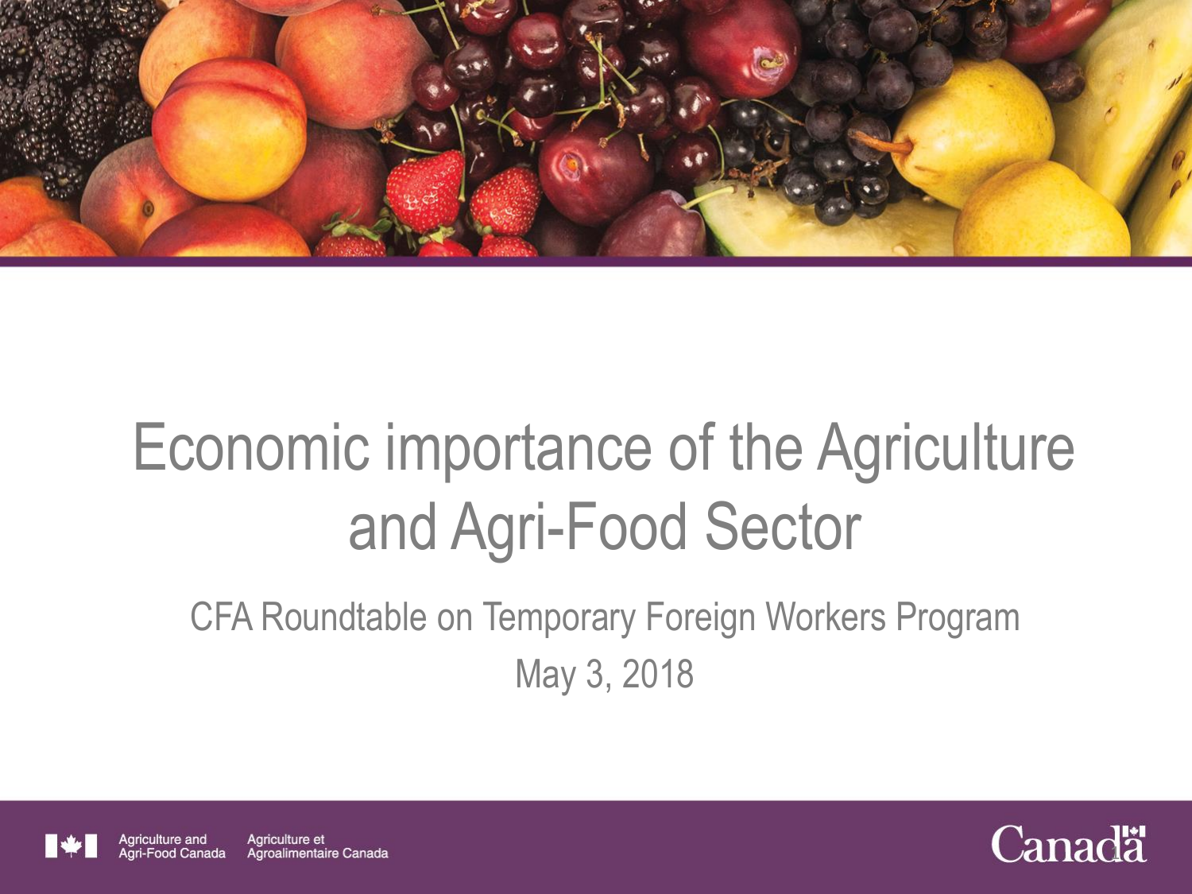# Economic importance of the Agriculture and Agri-Food Sector

CFA Roundtable on Temporary Foreign Workers Program

May 3, 2018

Agriculture and Agri-Food Canada | Agriculture et Agroalimentaire Canada

Canada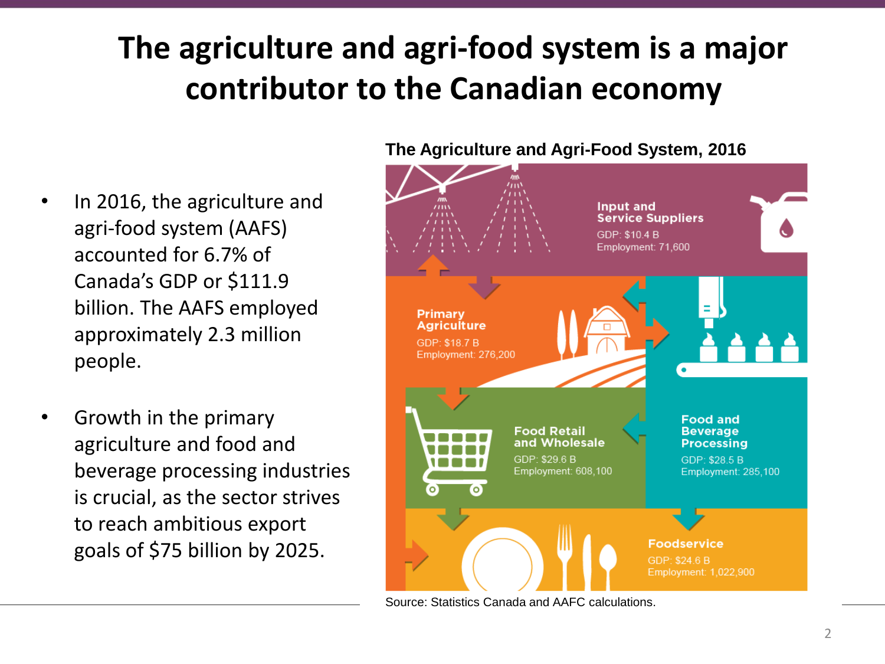# The agriculture and agri-food system is a major contributor to the Canadian economy

- In 2016, the agriculture and agri-food system (AAFS) accounted for 6.7% of Canada's GDP or $111.9 billion. The AAFS employed approximately 2.3 million people.

- Growth in the primary agriculture and food and beverage processing industries is crucial, as the sector strives to reach ambitious export goals of $75 billion by 2025.

**The Agriculture and Agri-Food System, 2016**

**Input and Service Suppliers**
GDP: $10.4 B
Employment: 71,600

**Primary Agriculture**
GDP: $18.7 B
Employment: 276,200

**Food Retail and Wholesale**
GDP: $29.6 B
Employment: 608,100

**Food and Beverage Processing**
GDP: $28.5 B
Employment: 285,100

**Foodservice**
GDP: $24.6 B
Employment: 1,022,900

Source: Statistics Canada and AAFC calculations.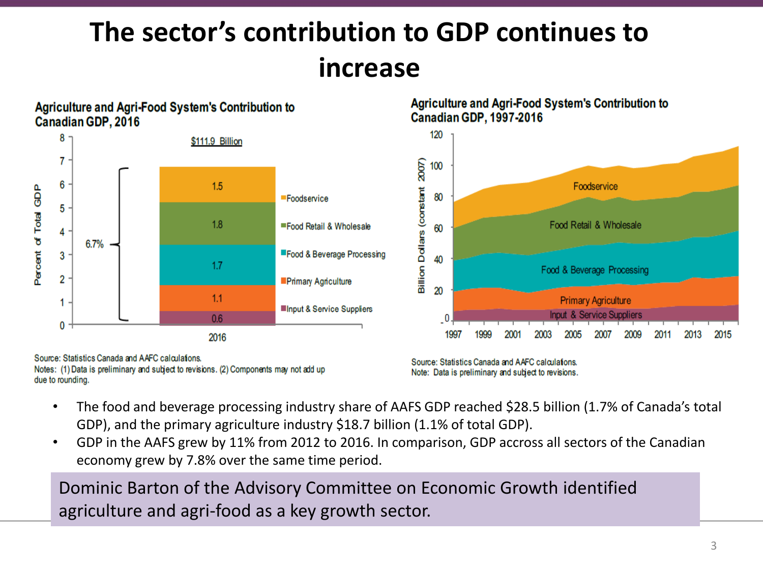# The sector's contribution to GDP continues to increase

**Agriculture and Agri-Food System's Contribution to Canadian GDP, 2016**

| Component | Percent of Total GDP (2016) |
|---|---|
| Foodservice | 1.5 |
| Food Retail & Wholesale | 1.8 |
| Food & Beverage Processing | 1.7 |
| Primary Agriculture | 1.1 |
| Input & Service Suppliers | 0.6 |
| **Total** | **6.7%** ($111.9 Billion) |

Source: Statistics Canada and AAFC calculations.
Notes: (1) Data is preliminary and subject to revisions. (2) Components may not add up due to rounding.

**Agriculture and Agri-Food System's Contribution to Canadian GDP, 1997-2016**

(Billion Dollars (constant 2007); components: Foodservice, Food Retail & Wholesale, Food & Beverage Processing, Primary Agriculture, Input & Service Suppliers)

Source: Statistics Canada and AAFC calculations.
Note: Data is preliminary and subject to revisions.

- The food and beverage processing industry share of AAFS GDP reached $28.5 billion (1.7% of Canada's total GDP), and the primary agriculture industry $18.7 billion (1.1% of total GDP).
- GDP in the AAFS grew by 11% from 2012 to 2016. In comparison, GDP accross all sectors of the Canadian economy grew by 7.8% over the same time period.

Dominic Barton of the Advisory Committee on Economic Growth identified agriculture and agri-food as a key growth sector.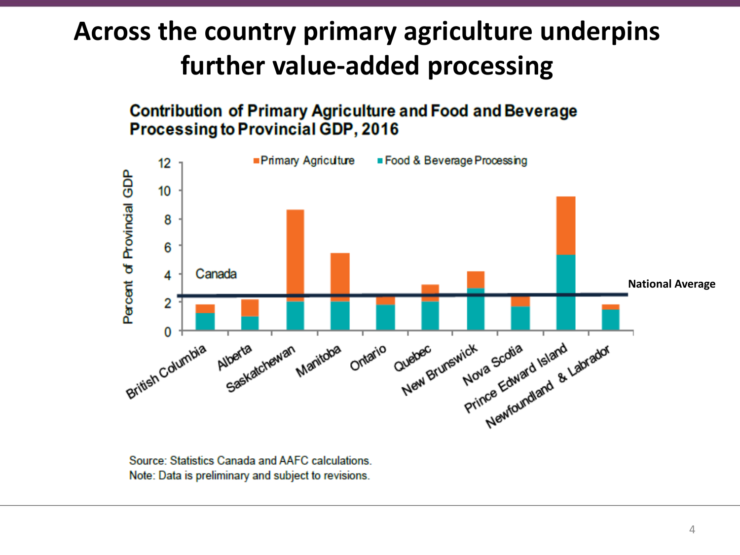# Across the country primary agriculture underpins further value-added processing

**Contribution of Primary Agriculture and Food and Beverage Processing to Provincial GDP, 2016**

Source: Statistics Canada and AAFC calculations.
Note: Data is preliminary and subject to revisions.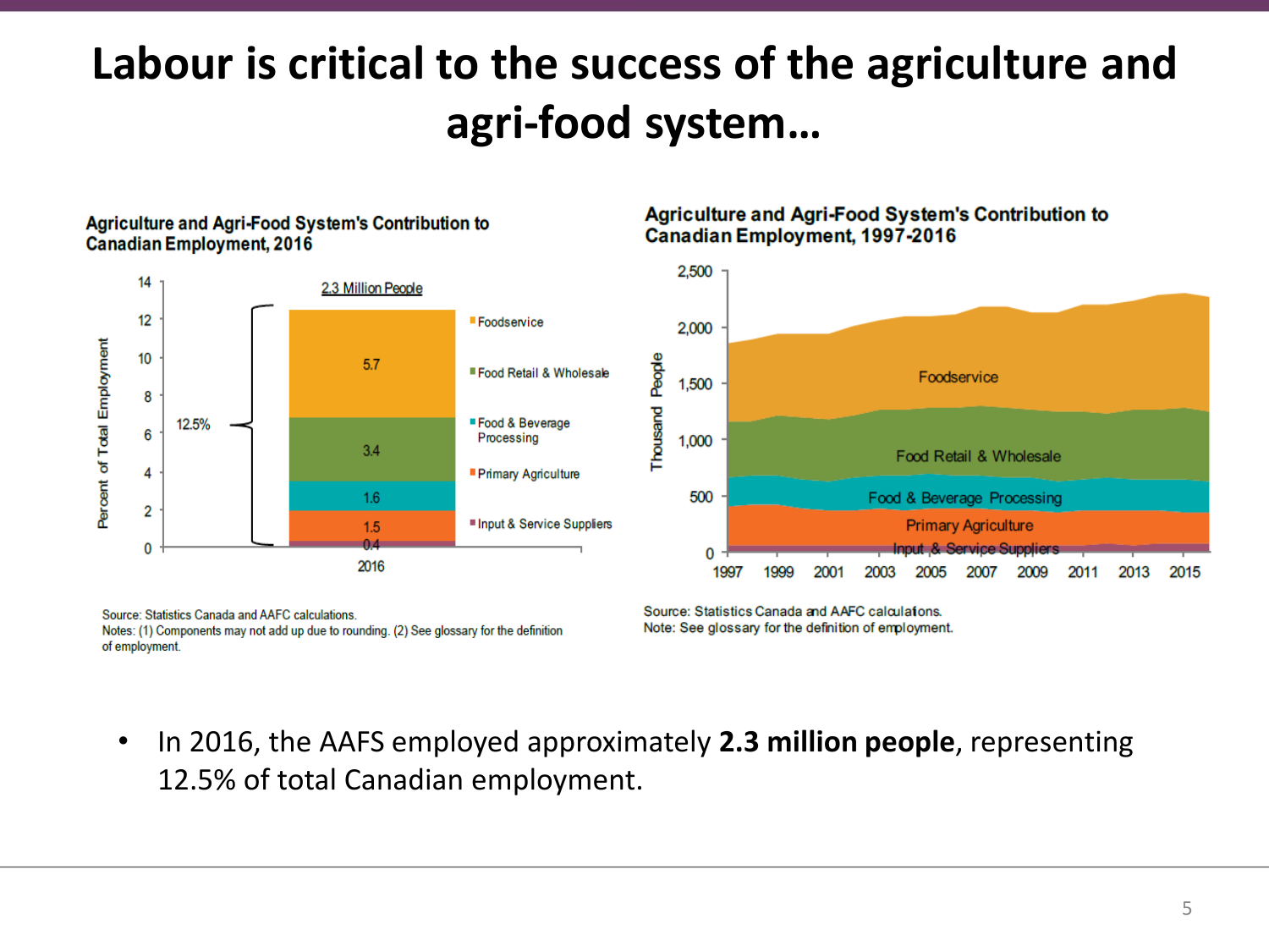# Labour is critical to the success of the agriculture and agri-food system…

**Agriculture and Agri-Food System's Contribution to Canadian Employment, 2016**

2.3 Million People

| Component | Percent of Total Employment |
| --- | --- |
| Foodservice | 5.7 |
| Food Retail & Wholesale | 3.4 |
| Food & Beverage Processing | 1.6 |
| Primary Agriculture | 1.5 |
| Input & Service Suppliers | 0.4 |
| Total | 12.5% |

Source: Statistics Canada and AAFC calculations.
Notes: (1) Components may not add up due to rounding. (2) See glossary for the definition of employment.

**Agriculture and Agri-Food System's Contribution to Canadian Employment, 1997-2016**

Source: Statistics Canada and AAFC calculations.
Note: See glossary for the definition of employment.

- In 2016, the AAFS employed approximately **2.3 million people**, representing 12.5% of total Canadian employment.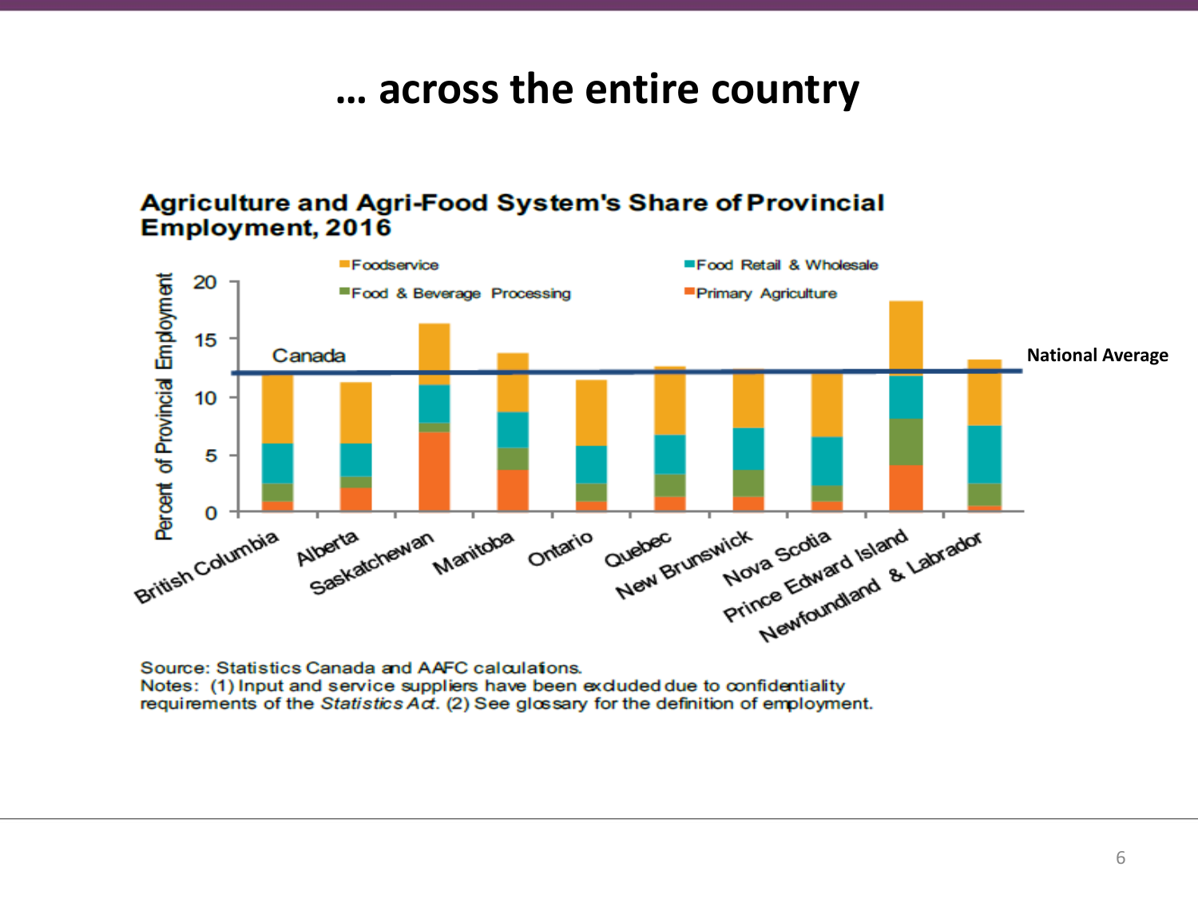# … across the entire country

**Agriculture and Agri-Food System's Share of Provincial Employment, 2016**

Foodservice
Food Retail & Wholesale
Food & Beverage Processing
Primary Agriculture

Percent of Provincial Employment

20
15
10
5
0

Canada

National Average

British Columbia
Alberta
Saskatchewan
Manitoba
Ontario
Quebec
New Brunswick
Nova Scotia
Prince Edward Island
Newfoundland & Labrador

Source: Statistics Canada and AAFC calculations.
Notes: (1) Input and service suppliers have been excluded due to confidentiality requirements of the *Statistics Act*. (2) See glossary for the definition of employment.